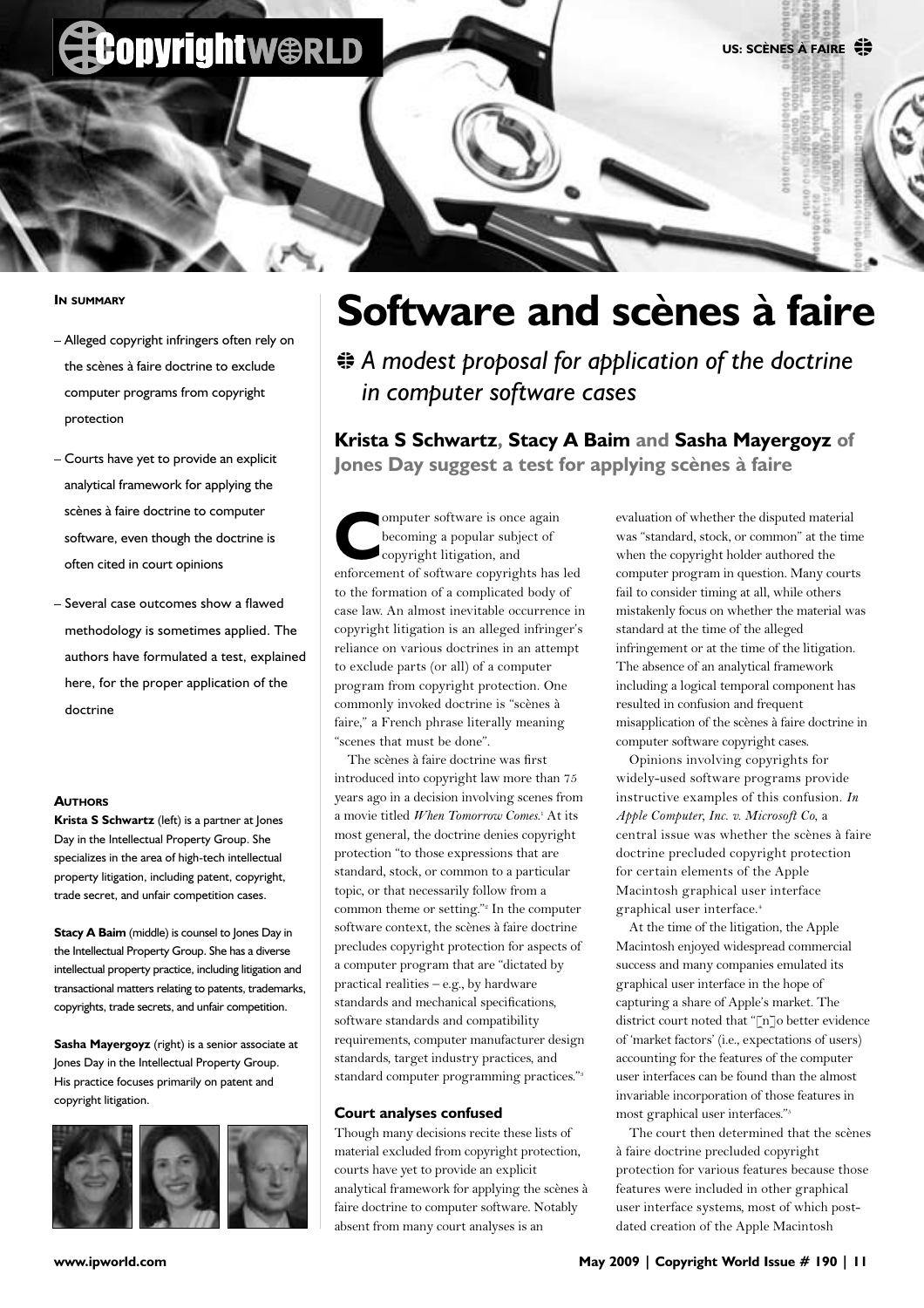# Software and scènes à faire

*A modest proposal for application of the doctrine in computer software cases*

**Krista S Schwartz, Stacy A Baim and Sasha Mayergoyz of Jones Day suggest a test for applying scènes à faire**

**In summary**

- Alleged copyright infringers often rely on the scènes à faire doctrine to exclude computer programs from copyright protection
- Courts have yet to provide an explicit analytical framework for applying the scènes à faire doctrine to computer software, even though the doctrine is often cited in court opinions
- Several case outcomes show a flawed methodology is sometimes applied. The authors have formulated a test, explained here, for the proper application of the doctrine

**Authors**

**Krista S Schwartz** (left) is a partner at Jones Day in the Intellectual Property Group. She specializes in the area of high-tech intellectual property litigation, including patent, copyright, trade secret, and unfair competition cases.

**Stacy A Baim** (middle) is counsel to Jones Day in the Intellectual Property Group. She has a diverse intellectual property practice, including litigation and transactional matters relating to patents, trademarks, copyrights, trade secrets, and unfair competition.

**Sasha Mayergoyz** (right) is a senior associate at Jones Day in the Intellectual Property Group. His practice focuses primarily on patent and copyright litigation.

Computer software is once again becoming a popular subject of copyright litigation, and enforcement of software copyrights has led to the formation of a complicated body of case law. An almost inevitable occurrence in copyright litigation is an alleged infringer's reliance on various doctrines in an attempt to exclude parts (or all) of a computer program from copyright protection. One commonly invoked doctrine is "scènes à faire," a French phrase literally meaning "scenes that must be done".

The scènes à faire doctrine was first introduced into copyright law more than 75 years ago in a decision involving scenes from a movie titled *When Tomorrow Comes*.[1] At its most general, the doctrine denies copyright protection "to those expressions that are standard, stock, or common to a particular topic, or that necessarily follow from a common theme or setting."[2] In the computer software context, the scènes à faire doctrine precludes copyright protection for aspects of a computer program that are "dictated by practical realities – e.g., by hardware standards and mechanical specifications, software standards and compatibility requirements, computer manufacturer design standards, target industry practices, and standard computer programming practices."[3]

## Court analyses confused

Though many decisions recite these lists of material excluded from copyright protection, courts have yet to provide an explicit analytical framework for applying the scènes à faire doctrine to computer software. Notably absent from many court analyses is an evaluation of whether the disputed material was "standard, stock, or common" at the time when the copyright holder authored the computer program in question. Many courts fail to consider timing at all, while others mistakenly focus on whether the material was standard at the time of the alleged infringement or at the time of the litigation. The absence of an analytical framework including a logical temporal component has resulted in confusion and frequent misapplication of the scènes à faire doctrine in computer software copyright cases.

Opinions involving copyrights for widely-used software programs provide instructive examples of this confusion. *In Apple Computer, Inc. v. Microsoft Co*, a central issue was whether the scènes à faire doctrine precluded copyright protection for certain elements of the Apple Macintosh graphical user interface graphical user interface.[4]

At the time of the litigation, the Apple Macintosh enjoyed widespread commercial success and many companies emulated its graphical user interface in the hope of capturing a share of Apple's market. The district court noted that "[n]o better evidence of 'market factors' (i.e., expectations of users) accounting for the features of the computer user interfaces can be found than the almost invariable incorporation of those features in most graphical user interfaces."[5]

The court then determined that the scènes à faire doctrine precluded copyright protection for various features because those features were included in other graphical user interface systems, most of which post-dated creation of the Apple Macintosh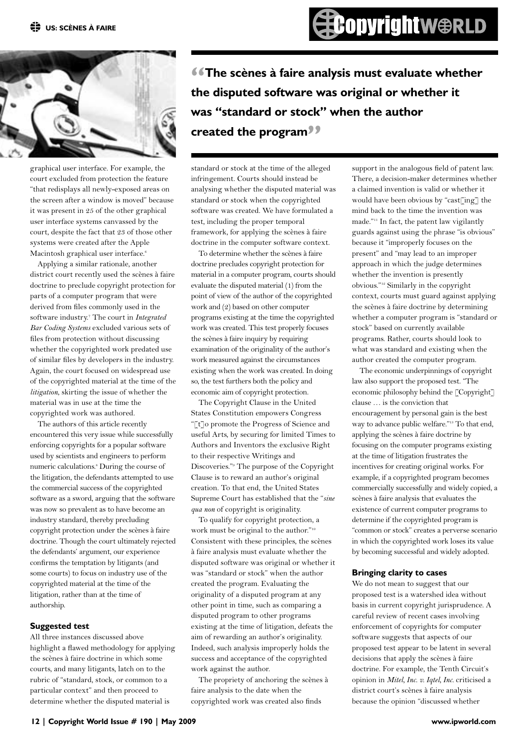graphical user interface. For example, the court excluded from protection the feature "that redisplays all newly-exposed areas on the screen after a window is moved" because it was present in 25 of the other graphical user interface systems canvassed by the court, despite the fact that 23 of those other systems were created after the Apple Macintosh graphical user interface.[6]

Applying a similar rationale, another district court recently used the scènes à faire doctrine to preclude copyright protection for parts of a computer program that were derived from files commonly used in the software industry.[7] The court in *Integrated Bar Coding Systems* excluded various sets of files from protection without discussing whether the copyrighted work predated use of similar files by developers in the industry. Again, the court focused on widespread use of the copyrighted material at the time of the *litigation*, skirting the issue of whether the material was in use at the time the copyrighted work was authored.

The authors of this article recently encountered this very issue while successfully enforcing copyrights for a popular software used by scientists and engineers to perform numeric calculations.[8] During the course of the litigation, the defendants attempted to use the commercial success of the copyrighted software as a sword, arguing that the software was now so prevalent as to have become an industry standard, thereby precluding copyright protection under the scènes à faire doctrine. Though the court ultimately rejected the defendants' argument, our experience confirms the temptation by litigants (and some courts) to focus on industry use of the copyrighted material at the time of the litigation, rather than at the time of authorship.

### Suggested test

All three instances discussed above highlight a flawed methodology for applying the scènes à faire doctrine in which some courts, and many litigants, latch on to the rubric of "standard, stock, or common to a particular context" and then proceed to determine whether the disputed material is standard or stock at the time of the alleged infringement. Courts should instead be analysing whether the disputed material was standard or stock when the copyrighted software was created. We have formulated a test, including the proper temporal framework, for applying the scènes à faire doctrine in the computer software context.

> **"The scènes à faire analysis must evaluate whether the disputed software was original or whether it was "standard or stock" when the author created the program"**

To determine whether the scènes à faire doctrine precludes copyright protection for material in a computer program, courts should evaluate the disputed material (1) from the point of view of the author of the copyrighted work and (2) based on other computer programs existing at the time the copyrighted work was created. This test properly focuses the scènes à faire inquiry by requiring examination of the originality of the author's work measured against the circumstances existing when the work was created. In doing so, the test furthers both the policy and economic aim of copyright protection.

The Copyright Clause in the United States Constitution empowers Congress "[t]o promote the Progress of Science and useful Arts, by securing for limited Times to Authors and Inventors the exclusive Right to their respective Writings and Discoveries."[9] The purpose of the Copyright Clause is to reward an author's original creation. To that end, the United States Supreme Court has established that the "*sine qua non* of copyright is originality.

To qualify for copyright protection, a work must be original to the author."[10] Consistent with these principles, the scènes à faire analysis must evaluate whether the disputed software was original or whether it was "standard or stock" when the author created the program. Evaluating the originality of a disputed program at any other point in time, such as comparing a disputed program to other programs existing at the time of litigation, defeats the aim of rewarding an author's originality. Indeed, such analysis improperly holds the success and acceptance of the copyrighted work against the author.

The propriety of anchoring the scènes à faire analysis to the date when the copyrighted work was created also finds support in the analogous field of patent law. There, a decision-maker determines whether a claimed invention is valid or whether it would have been obvious by "cast[ing] the mind back to the time the invention was made."[11] In fact, the patent law vigilantly guards against using the phrase "is obvious" because it "improperly focuses on the present" and "may lead to an improper approach in which the judge determines whether the invention is presently obvious."[12] Similarly in the copyright context, courts must guard against applying the scènes à faire doctrine by determining whether a computer program is "standard or stock" based on currently available programs. Rather, courts should look to what was standard and existing when the author created the computer program.

The economic underpinnings of copyright law also support the proposed test. "The economic philosophy behind the [Copyright] clause … is the conviction that encouragement by personal gain is the best way to advance public welfare."[13] To that end, applying the scènes à faire doctrine by focusing on the computer programs existing at the time of litigation frustrates the incentives for creating original works. For example, if a copyrighted program becomes commercially successfully and widely copied, a scènes à faire analysis that evaluates the existence of current computer programs to determine if the copyrighted program is "common or stock" creates a perverse scenario in which the copyrighted work loses its value by becoming successful and widely adopted.

### Bringing clarity to cases

We do not mean to suggest that our proposed test is a watershed idea without basis in current copyright jurisprudence. A careful review of recent cases involving enforcement of copyrights for computer software suggests that aspects of our proposed test appear to be latent in several decisions that apply the scènes à faire doctrine. For example, the Tenth Circuit's opinion in *Mitel, Inc. v. Iqtel, Inc.* criticised a district court's scènes à faire analysis because the opinion "discussed whether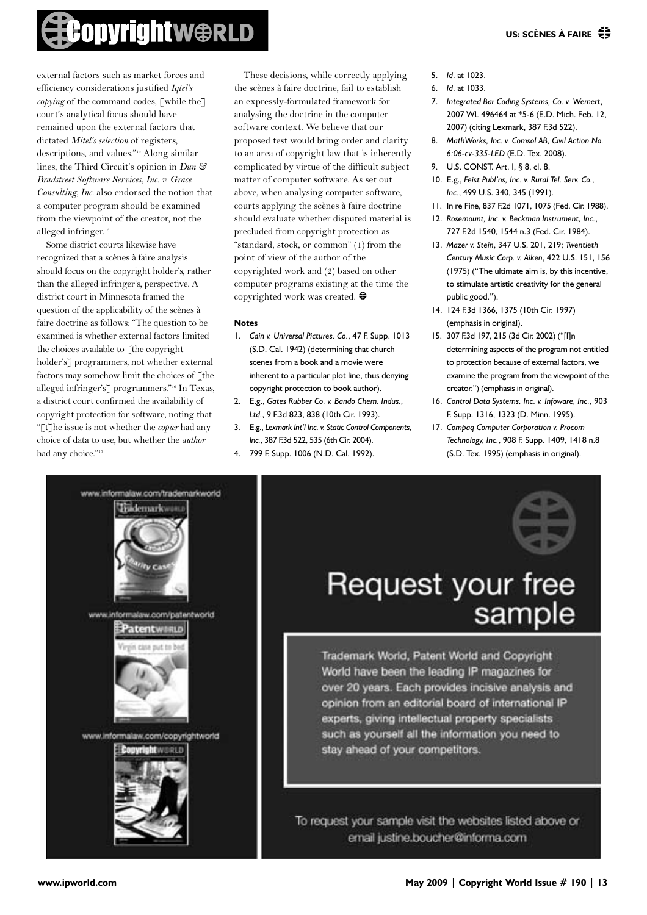external factors such as market forces and efficiency considerations justified *Iqtel's copying* of the command codes, [while the] court's analytical focus should have remained upon the external factors that dictated *Mitel's selection* of registers, descriptions, and values."[14] Along similar lines, the Third Circuit's opinion in *Dun & Bradstreet Software Services, Inc. v. Grace Consulting, Inc.* also endorsed the notion that a computer program should be examined from the viewpoint of the creator, not the alleged infringer.[15]

Some district courts likewise have recognized that a scènes à faire analysis should focus on the copyright holder's, rather than the alleged infringer's, perspective. A district court in Minnesota framed the question of the applicability of the scènes à faire doctrine as follows: "The question to be examined is whether external factors limited the choices available to [the copyright holder's] programmers, not whether external factors may somehow limit the choices of [the alleged infringer's] programmers."[16] In Texas, a district court confirmed the availability of copyright protection for software, noting that "[t]he issue is not whether the *copier* had any choice of data to use, but whether the *author* had any choice."[17]

These decisions, while correctly applying the scènes à faire doctrine, fail to establish an expressly-formulated framework for analysing the doctrine in the computer software context. We believe that our proposed test would bring order and clarity to an area of copyright law that is inherently complicated by virtue of the difficult subject matter of computer software. As set out above, when analysing computer software, courts applying the scènes à faire doctrine should evaluate whether disputed material is precluded from copyright protection as "standard, stock, or common" (1) from the point of view of the author of the copyrighted work and (2) based on other computer programs existing at the time the copyrighted work was created.

**Notes**

1. *Cain v. Universal Pictures, Co.*, 47 F. Supp. 1013 (S.D. Cal. 1942) (determining that church scenes from a book and a movie were inherent to a particular plot line, thus denying copyright protection to book author).
2. E.g., *Gates Rubber Co. v. Bando Chem. Indus., Ltd.*, 9 F.3d 823, 838 (10th Cir. 1993).
3. E.g., *Lexmark Int'l Inc. v. Static Control Components, Inc.*, 387 F.3d 522, 535 (6th Cir. 2004).
4. 799 F. Supp. 1006 (N.D. Cal. 1992).
5. *Id.* at 1023.
6. *Id.* at 1033.
7. *Integrated Bar Coding Systems, Co. v. Wemert*, 2007 WL 496464 at *5-6 (E.D. Mich. Feb. 12, 2007) (citing Lexmark, 387 F.3d 522).
8. *MathWorks, Inc. v. Comsol AB, Civil Action No. 6:06-cv-335-LED* (E.D. Tex. 2008).
9. U.S. CONST. Art. I, § 8, cl. 8.
10. E.g., *Feist Publ'ns, Inc. v. Rural Tel. Serv. Co., Inc.*, 499 U.S. 340, 345 (1991).
11. In re Fine, 837 F.2d 1071, 1075 (Fed. Cir. 1988).
12. *Rosemount, Inc. v. Beckman Instrument, Inc.*, 727 F.2d 1540, 1544 n.3 (Fed. Cir. 1984).
13. *Mazer v. Stein*, 347 U.S. 201, 219; *Twentieth Century Music Corp. v. Aiken*, 422 U.S. 151, 156 (1975) ("The ultimate aim is, by this incentive, to stimulate artistic creativity for the general public good.").
14. 124 F.3d 1366, 1375 (10th Cir. 1997) (emphasis in original).
15. 307 F.3d 197, 215 (3d Cir. 2002) ("[I]n determining aspects of the program not entitled to protection because of external factors, we examine the program from the viewpoint of the creator.") (emphasis in original).
16. *Control Data Systems, Inc. v. Infoware, Inc.*, 903 F. Supp. 1316, 1323 (D. Minn. 1995).
17. *Compaq Computer Corporation v. Procom Technology, Inc.*, 908 F. Supp. 1409, 1418 n.8 (S.D. Tex. 1995) (emphasis in original).

www.informalaw.com/trademarkworld

www.informalaw.com/patentworld

www.informalaw.com/copyrightworld

# Request your free sample

Trademark World, Patent World and Copyright World have been the leading IP magazines for over 20 years. Each provides incisive analysis and opinion from an editorial board of international IP experts, giving intellectual property specialists such as yourself all the information you need to stay ahead of your competitors.

To request your sample visit the websites listed above or email justine.boucher@informa.com